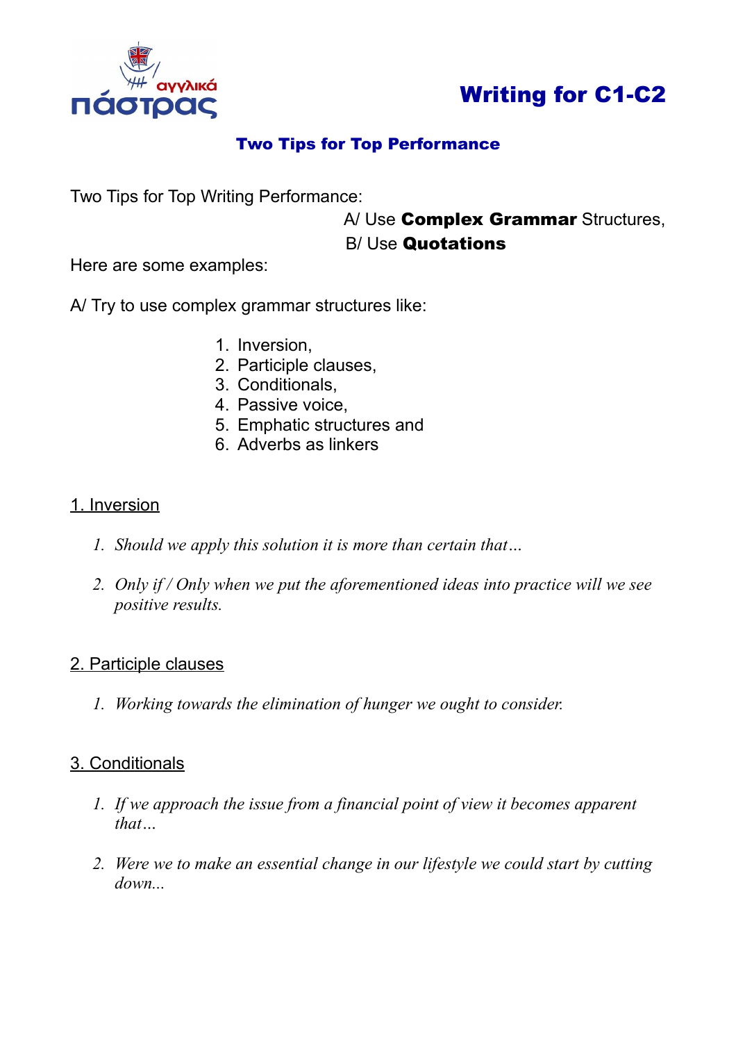# Writing for C1-C2

## Two Tips for Top Performance

Two Tips for Top Writing Performance:

A/ Use **Complex Grammar** Structures,

B/ Use **Quotations**

Here are some examples:

A/ Try to use complex grammar structures like:

1. Inversion,
2. Participle clauses,
3. Conditionals,
4. Passive voice,
5. Emphatic structures and
6. Adverbs as linkers

### 1. Inversion

1. *Should we apply this solution it is more than certain that…*
2. *Only if / Only when we put the aforementioned ideas into practice will we see positive results.*

### 2. Participle clauses

1. *Working towards the elimination of hunger we ought to consider.*

### 3. Conditionals

1. *If we approach the issue from a financial point of view it becomes apparent that…*
2. *Were we to make an essential change in our lifestyle we could start by cutting down...*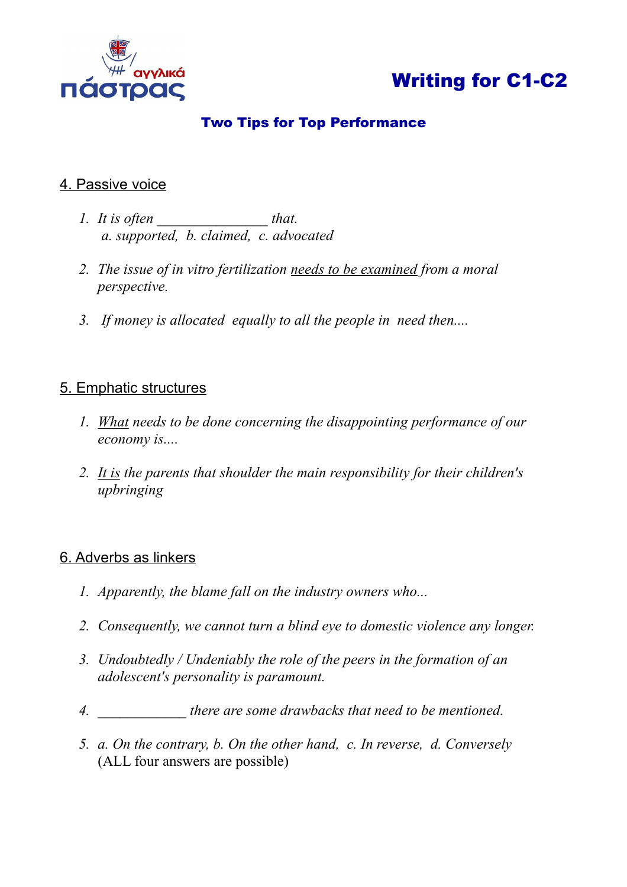# Writing for C1-C2

## Two Tips for Top Performance

### 4. Passive voice

1. *It is often _______________ that.*
   *a. supported, b. claimed, c. advocated*

2. *The issue of in vitro fertilization <u>needs to be examined</u> from a moral perspective.*

3. *If money is allocated equally to all the people in need then....*

### 5. Emphatic structures

1. *<u>What</u> needs to be done concerning the disappointing performance of our economy is....*

2. *<u>It is</u> the parents that shoulder the main responsibility for their children's upbringing*

### 6. Adverbs as linkers

1. *Apparently, the blame fall on the industry owners who...*

2. *Consequently, we cannot turn a blind eye to domestic violence any longer.*

3. *Undoubtedly / Undeniably the role of the peers in the formation of an adolescent's personality is paramount.*

4. *____________ there are some drawbacks that need to be mentioned.*

5. *a. On the contrary, b. On the other hand, c. In reverse, d. Conversely* (ALL four answers are possible)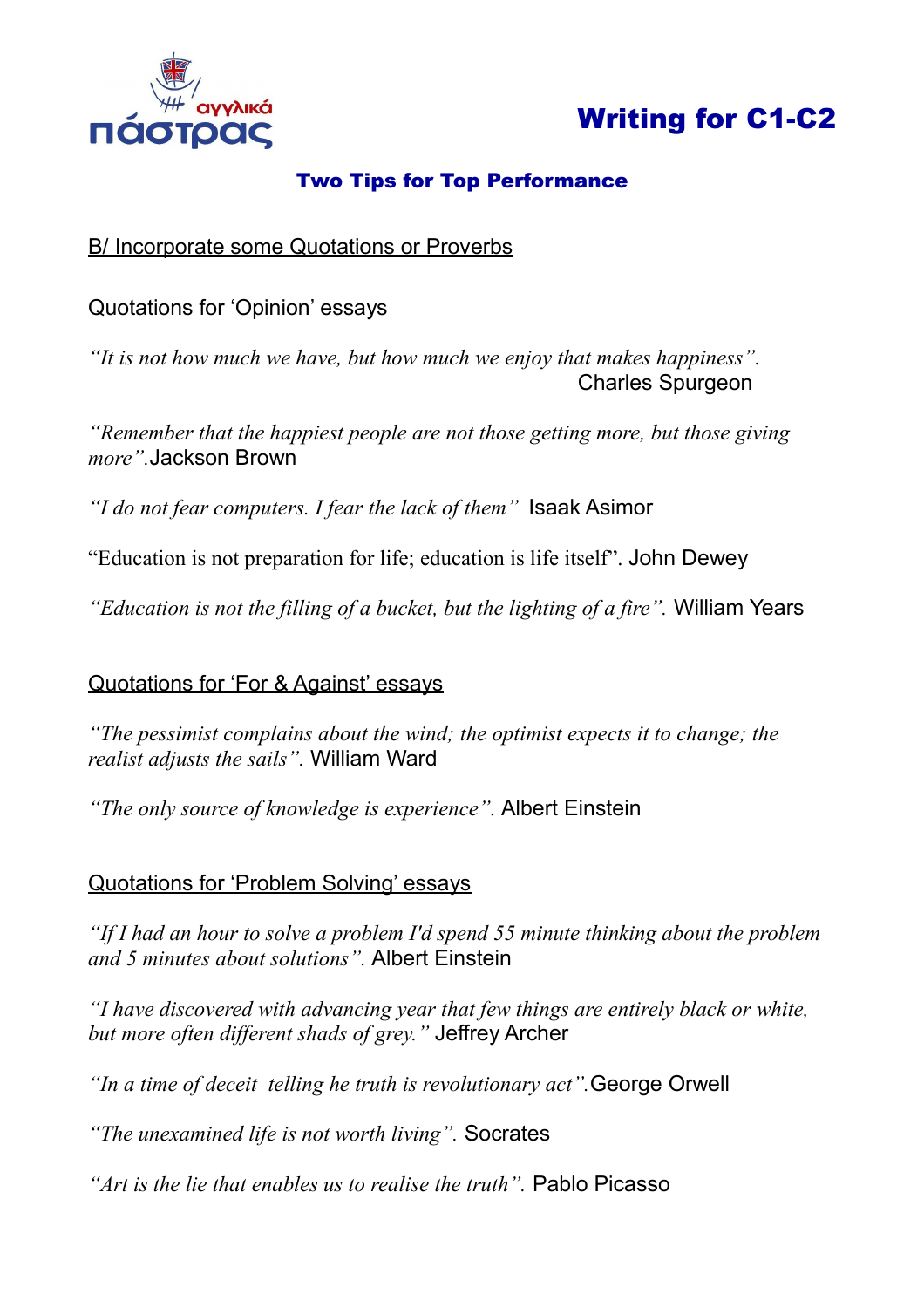# Writing for C1-C2

## Two Tips for Top Performance

### B/ Incorporate some Quotations or Proverbs

### Quotations for 'Opinion' essays

*"It is not how much we have, but how much we enjoy that makes happiness".* Charles Spurgeon

*"Remember that the happiest people are not those getting more, but those giving more".*Jackson Brown

*"I do not fear computers. I fear the lack of them"* Isaak Asimor

"Education is not preparation for life; education is life itself". John Dewey

*"Education is not the filling of a bucket, but the lighting of a fire".* William Years

### Quotations for 'For & Against' essays

*"The pessimist complains about the wind; the optimist expects it to change; the realist adjusts the sails".* William Ward

*"The only source of knowledge is experience".* Albert Einstein

### Quotations for 'Problem Solving' essays

*"If I had an hour to solve a problem I'd spend 55 minute thinking about the problem and 5 minutes about solutions".* Albert Einstein

*"I have discovered with advancing year that few things are entirely black or white, but more often different shads of grey."* Jeffrey Archer

*"In a time of deceit telling he truth is revolutionary act".*George Orwell

*"The unexamined life is not worth living".* Socrates

*"Art is the lie that enables us to realise the truth".* Pablo Picasso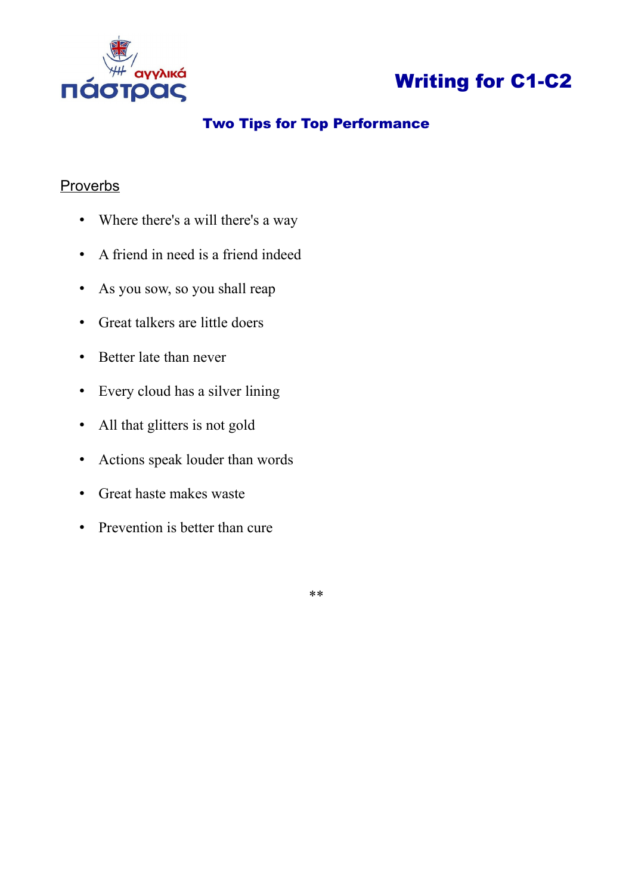# Writing for C1-C2

## Two Tips for Top Performance

Proverbs

- Where there's a will there's a way
- A friend in need is a friend indeed
- As you sow, so you shall reap
- Great talkers are little doers
- Better late than never
- Every cloud has a silver lining
- All that glitters is not gold
- Actions speak louder than words
- Great haste makes waste
- Prevention is better than cure

**